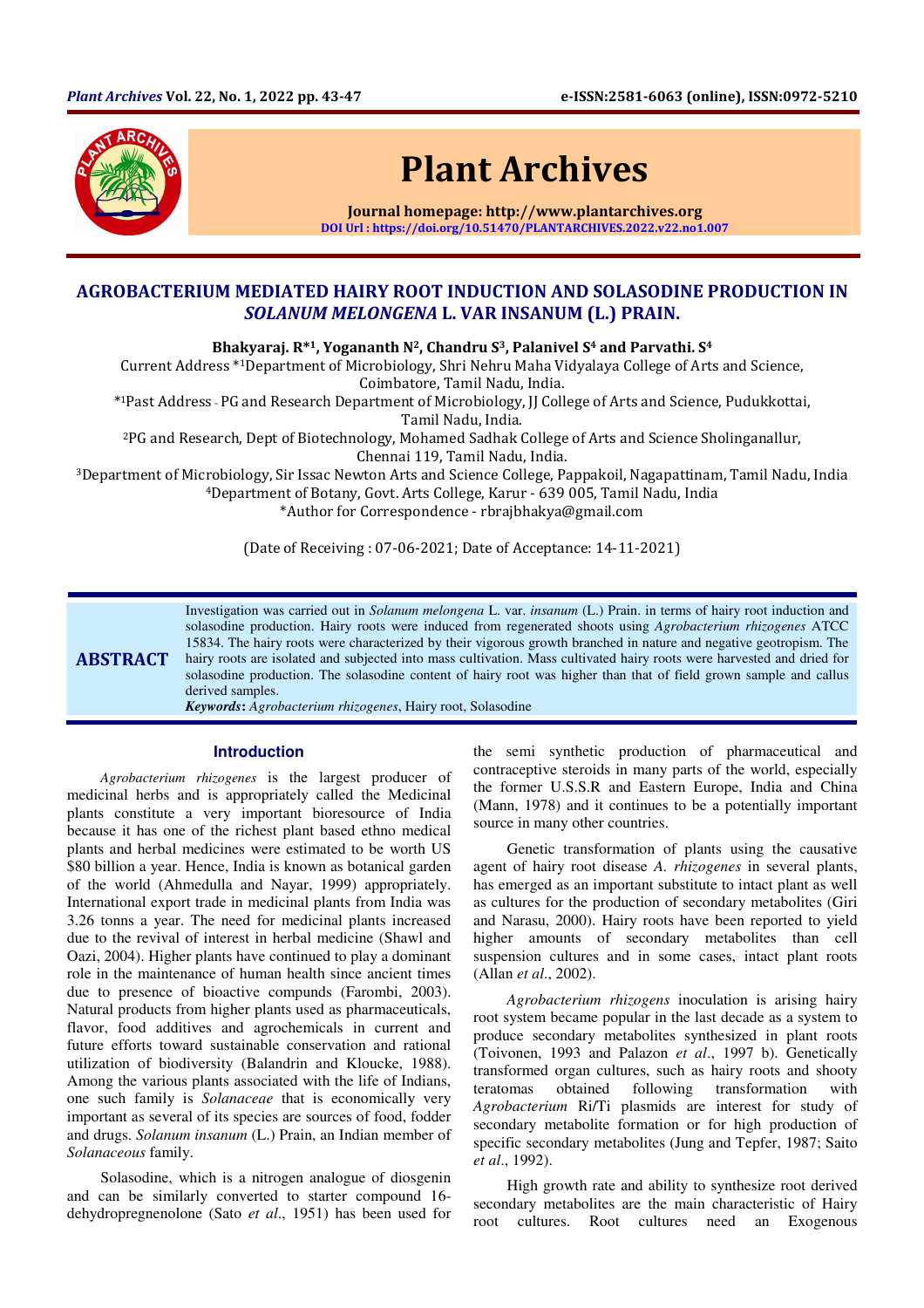# AGROBACTERIUM MEDIATED HAIRY ROOT INDUCTION AND SOLASODINE PRODUCTION IN *SOLANUM MELONGENA* L. VAR INSANUM (L.) PRAIN.

**Bhakyaraj. R*[1], Yogananth N[2], Chandru S[3], Palanivel S[4] and Parvathi. S[4]**

Current Address *[1]Department of Microbiology, Shri Nehru Maha Vidyalaya College of Arts and Science, Coimbatore, Tamil Nadu, India.

*[1]Past Address - PG and Research Department of Microbiology, JJ College of Arts and Science, Pudukkottai, Tamil Nadu, India.

[2]PG and Research, Dept of Biotechnology, Mohamed Sadhak College of Arts and Science Sholinganallur, Chennai 119, Tamil Nadu, India.

[3]Department of Microbiology, Sir Issac Newton Arts and Science College, Pappakoil, Nagapattinam, Tamil Nadu, India

[4]Department of Botany, Govt. Arts College, Karur - 639 005, Tamil Nadu, India

*Author for Correspondence - rbrajbhakya@gmail.com

(Date of Receiving : 07-06-2021; Date of Acceptance: 14-11-2021)

## ABSTRACT

Investigation was carried out in *Solanum melongena* L. var. *insanum* (L.) Prain. in terms of hairy root induction and solasodine production. Hairy roots were induced from regenerated shoots using *Agrobacterium rhizogenes* ATCC 15834. The hairy roots were characterized by their vigorous growth branched in nature and negative geotropism. The hairy roots are isolated and subjected into mass cultivation. Mass cultivated hairy roots were harvested and dried for solasodine production. The solasodine content of hairy root was higher than that of field grown sample and callus derived samples.

***Keywords*:** *Agrobacterium rhizogenes*, Hairy root, Solasodine

## Introduction

*Agrobacterium rhizogenes* is the largest producer of medicinal herbs and is appropriately called the Medicinal plants constitute a very important bioresource of India because it has one of the richest plant based ethno medical plants and herbal medicines were estimated to be worth US $80 billion a year. Hence, India is known as botanical garden of the world (Ahmedulla and Nayar, 1999) appropriately. International export trade in medicinal plants from India was 3.26 tonns a year. The need for medicinal plants increased due to the revival of interest in herbal medicine (Shawl and Oazi, 2004). Higher plants have continued to play a dominant role in the maintenance of human health since ancient times due to presence of bioactive compunds (Farombi, 2003). Natural products from higher plants used as pharmaceuticals, flavor, food additives and agrochemicals in current and future efforts toward sustainable conservation and rational utilization of biodiversity (Balandrin and Kloucke, 1988). Among the various plants associated with the life of Indians, one such family is *Solanaceae* that is economically very important as several of its species are sources of food, fodder and drugs. *Solanum insanum* (L.) Prain, an Indian member of *Solanaceous* family.

Solasodine, which is a nitrogen analogue of diosgenin and can be similarly converted to starter compound 16-dehydropregnenolone (Sato *et al*., 1951) has been used for the semi synthetic production of pharmaceutical and contraceptive steroids in many parts of the world, especially the former U.S.S.R and Eastern Europe, India and China (Mann, 1978) and it continues to be a potentially important source in many other countries.

Genetic transformation of plants using the causative agent of hairy root disease *A. rhizogenes* in several plants, has emerged as an important substitute to intact plant as well as cultures for the production of secondary metabolites (Giri and Narasu, 2000). Hairy roots have been reported to yield higher amounts of secondary metabolites than cell suspension cultures and in some cases, intact plant roots (Allan *et al*., 2002).

*Agrobacterium rhizogens* inoculation is arising hairy root system became popular in the last decade as a system to produce secondary metabolites synthesized in plant roots (Toivonen, 1993 and Palazon *et al*., 1997 b). Genetically transformed organ cultures, such as hairy roots and shooty teratomas obtained following transformation with *Agrobacterium* Ri/Ti plasmids are interest for study of secondary metabolite formation or for high production of specific secondary metabolites (Jung and Tepfer, 1987; Saito *et al*., 1992).

High growth rate and ability to synthesize root derived secondary metabolites are the main characteristic of Hairy root cultures. Root cultures need an Exogenous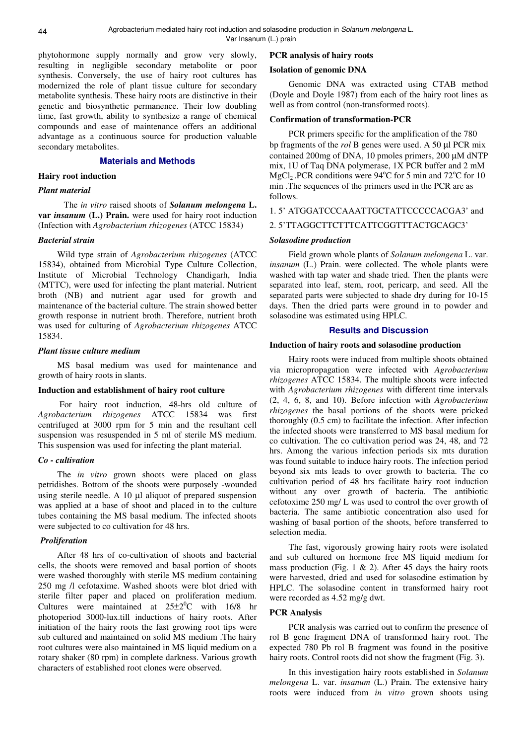phytohormone supply normally and grow very slowly, resulting in negligible secondary metabolite or poor synthesis. Conversely, the use of hairy root cultures has modernized the role of plant tissue culture for secondary metabolite synthesis. These hairy roots are distinctive in their genetic and biosynthetic permanence. Their low doubling time, fast growth, ability to synthesize a range of chemical compounds and ease of maintenance offers an additional advantage as a continuous source for production valuable secondary metabolites.

## Materials and Methods

### Hairy root induction

#### *Plant material*

The *in vitro* raised shoots of ***Solanum melongena* L. var *insanum* (L.) Prain.** were used for hairy root induction (Infection with *Agrobacterium rhizogenes* (ATCC 15834)

#### *Bacterial strain*

Wild type strain of *Agrobacterium rhizogenes* (ATCC 15834), obtained from Microbial Type Culture Collection, Institute of Microbial Technology Chandigarh, India (MTTC), were used for infecting the plant material. Nutrient broth (NB) and nutrient agar used for growth and maintenance of the bacterial culture. The strain showed better growth response in nutrient broth. Therefore, nutrient broth was used for culturing of *Agrobacterium rhizogenes* ATCC 15834.

#### *Plant tissue culture medium*

MS basal medium was used for maintenance and growth of hairy roots in slants.

### Induction and establishment of hairy root culture

For hairy root induction, 48-hrs old culture of *Agrobacterium rhizogenes* ATCC 15834 was first centrifuged at 3000 rpm for 5 min and the resultant cell suspension was resuspended in 5 ml of sterile MS medium. This suspension was used for infecting the plant material.

#### *Co - cultivation*

The *in vitro* grown shoots were placed on glass petridishes. Bottom of the shoots were purposely -wounded using sterile needle. A 10 µl aliquot of prepared suspension was applied at a base of shoot and placed in to the culture tubes containing the MS basal medium. The infected shoots were subjected to co cultivation for 48 hrs.

#### *Proliferation*

After 48 hrs of co-cultivation of shoots and bacterial cells, the shoots were removed and basal portion of shoots were washed thoroughly with sterile MS medium containing 250 mg /l cefotaxime. Washed shoots were blot dried with sterile filter paper and placed on proliferation medium. Cultures were maintained at $25\pm2^0$C with 16/8 hr photoperiod 3000-lux.till inductions of hairy roots. After initiation of the hairy roots the fast growing root tips were sub cultured and maintained on solid MS medium .The hairy root cultures were also maintained in MS liquid medium on a rotary shaker (80 rpm) in complete darkness. Various growth characters of established root clones were observed.

### PCR analysis of hairy roots

### Isolation of genomic DNA

Genomic DNA was extracted using CTAB method (Doyle and Doyle 1987) from each of the hairy root lines as well as from control (non-transformed roots).

### Confirmation of transformation-PCR

PCR primers specific for the amplification of the 780 bp fragments of the *rol* B genes were used. A 50 µl PCR mix contained 200mg of DNA, 10 pmoles primers, 200 µM dNTP mix, 1U of Taq DNA polymerase, 1X PCR buffer and 2 mM $MgCl_2$ .PCR conditions were 94°C for 5 min and 72°C for 10 min .The sequences of the primers used in the PCR are as follows.

1. 5’ ATGGATCCCAAATTGCTATTCCCCCACGA3’ and
2. 5’TTAGGCTTCTTTCATTCGGTTTACTGCAGC3’

#### *Solasodine production*

Field grown whole plants of *Solanum melongena* L. var. *insanum* (L.) Prain. were collected. The whole plants were washed with tap water and shade tried. Then the plants were separated into leaf, stem, root, pericarp, and seed. All the separated parts were subjected to shade dry during for 10-15 days. Then the dried parts were ground in to powder and solasodine was estimated using HPLC.

## Results and Discussion

### Induction of hairy roots and solasodine production

Hairy roots were induced from multiple shoots obtained via micropropagation were infected with *Agrobacterium rhizogenes* ATCC 15834. The multiple shoots were infected with *Agrobacterium rhizogenes* with different time intervals (2, 4, 6, 8, and 10). Before infection with *Agrobacterium rhizogenes* the basal portions of the shoots were pricked thoroughly (0.5 cm) to facilitate the infection. After infection the infected shoots were transferred to MS basal medium for co cultivation. The co cultivation period was 24, 48, and 72 hrs. Among the various infection periods six mts duration was found suitable to induce hairy roots. The infection period beyond six mts leads to over growth to bacteria. The co cultivation period of 48 hrs facilitate hairy root induction without any over growth of bacteria. The antibiotic cefotoxime 250 mg/ L was used to control the over growth of bacteria. The same antibiotic concentration also used for washing of basal portion of the shoots, before transferred to selection media.

The fast, vigorously growing hairy roots were isolated and sub cultured on hormone free MS liquid medium for mass production (Fig. 1 & 2). After 45 days the hairy roots were harvested, dried and used for solasodine estimation by HPLC. The solasodine content in transformed hairy root were recorded as 4.52 mg/g dwt.

### PCR Analysis

PCR analysis was carried out to confirm the presence of rol B gene fragment DNA of transformed hairy root. The expected 780 Pb rol B fragment was found in the positive hairy roots. Control roots did not show the fragment (Fig. 3).

In this investigation hairy roots established in *Solanum melongena* L. var. *insanum* (L.) Prain. The extensive hairy roots were induced from *in vitro* grown shoots using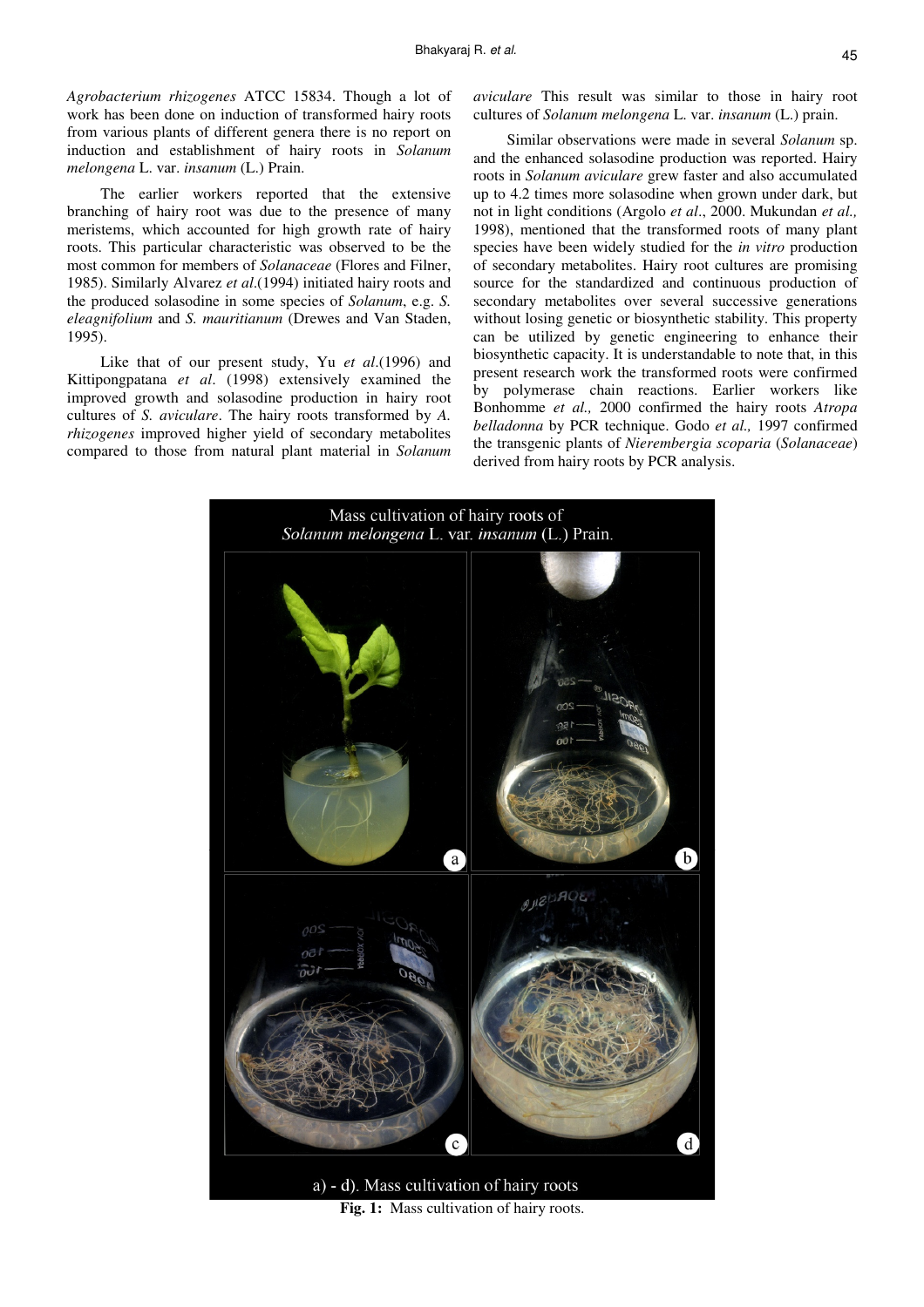*Agrobacterium rhizogenes* ATCC 15834. Though a lot of work has been done on induction of transformed hairy roots from various plants of different genera there is no report on induction and establishment of hairy roots in *Solanum melongena* L. var. *insanum* (L.) Prain.

The earlier workers reported that the extensive branching of hairy root was due to the presence of many meristems, which accounted for high growth rate of hairy roots. This particular characteristic was observed to be the most common for members of *Solanaceae* (Flores and Filner, 1985). Similarly Alvarez *et al*.(1994) initiated hairy roots and the produced solasodine in some species of *Solanum*, e.g. *S. eleagnifolium* and *S. mauritianum* (Drewes and Van Staden, 1995).

Like that of our present study, Yu *et al*.(1996) and Kittipongpatana *et al*. (1998) extensively examined the improved growth and solasodine production in hairy root cultures of *S. aviculare*. The hairy roots transformed by *A. rhizogenes* improved higher yield of secondary metabolites compared to those from natural plant material in *Solanum aviculare* This result was similar to those in hairy root cultures of *Solanum melongena* L. var. *insanum* (L.) prain.

Similar observations were made in several *Solanum* sp. and the enhanced solasodine production was reported. Hairy roots in *Solanum aviculare* grew faster and also accumulated up to 4.2 times more solasodine when grown under dark, but not in light conditions (Argolo *et al*., 2000. Mukundan *et al.,* 1998), mentioned that the transformed roots of many plant species have been widely studied for the *in vitro* production of secondary metabolites. Hairy root cultures are promising source for the standardized and continuous production of secondary metabolites over several successive generations without losing genetic or biosynthetic stability. This property can be utilized by genetic engineering to enhance their biosynthetic capacity. It is understandable to note that, in this present research work the transformed roots were confirmed by polymerase chain reactions. Earlier workers like Bonhomme *et al.,* 2000 confirmed the hairy roots *Atropa belladonna* by PCR technique. Godo *et al.,* 1997 confirmed the transgenic plants of *Nierembergia scoparia* (*Solanaceae*) derived from hairy roots by PCR analysis.

Mass cultivation of hairy roots of *Solanum melongena* L. var. *insanum* (L.) Prain.

a) - d). Mass cultivation of hairy roots

**Fig. 1:** Mass cultivation of hairy roots.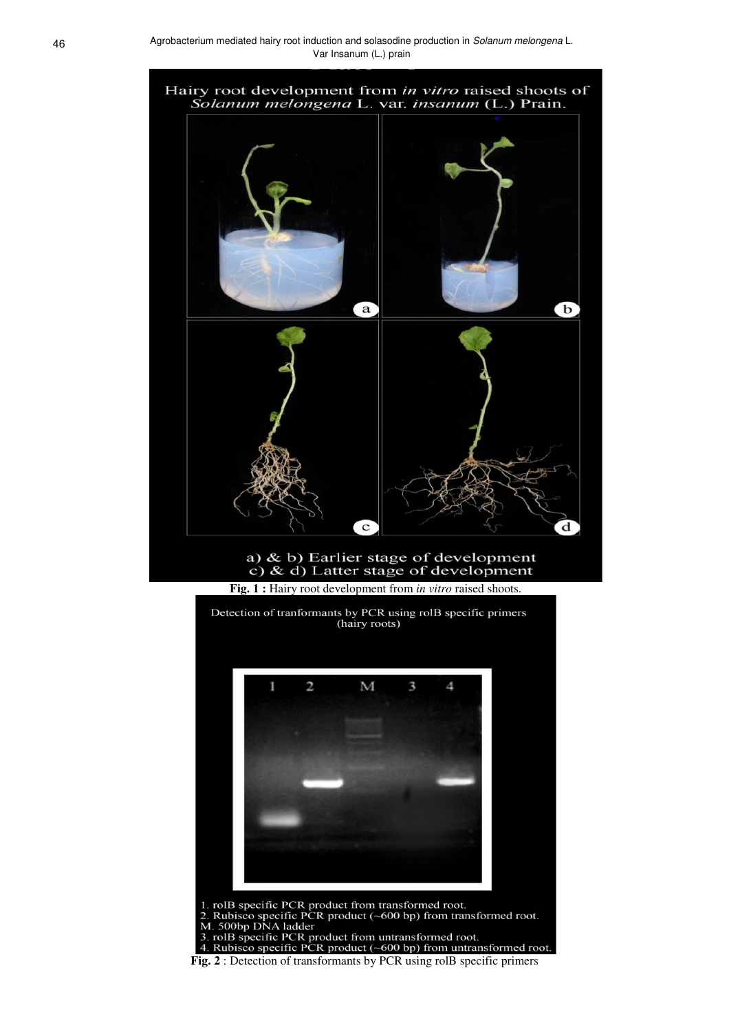Hair y root development from *in vitro* raised shoots of *Solanum melongena* L. var. *insanum* (L.) Prain.

a) & b) Earlier stage of development
c) & d) Latter stage of development

**Fig. 1 :** Hairy root development from *in vitro* raised shoots.

Detection of tranformants by PCR using rolB specific primers (hairy roots)

1. rolB specific PCR product from transformed root.
2. Rubisco specific PCR product (~600 bp) from transformed root.
M. 500bp DNA ladder
3. rolB specific PCR product from untransformed root.
4. Rubisco specific PCR product (~600 bp) from untransformed root.

**Fig. 2** : Detection of transformants by PCR using rolB specific primers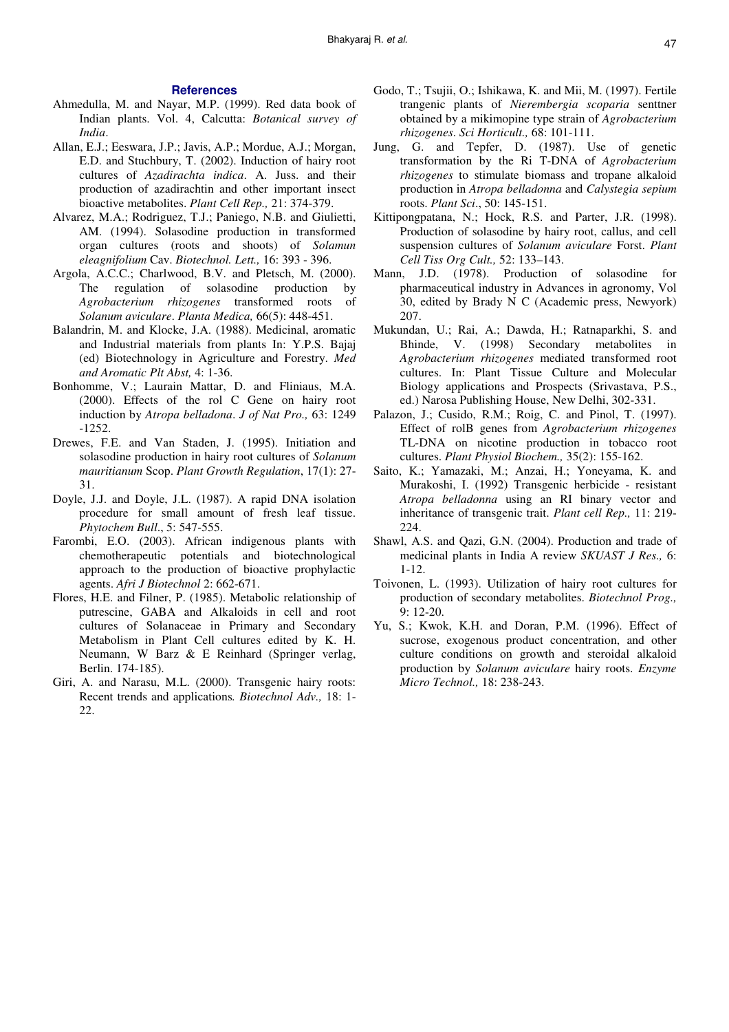## References

Ahmedulla, M. and Nayar, M.P. (1999). Red data book of Indian plants. Vol. 4, Calcutta: *Botanical survey of India*.

Allan, E.J.; Eeswara, J.P.; Javis, A.P.; Mordue, A.J.; Morgan, E.D. and Stuchbury, T. (2002). Induction of hairy root cultures of *Azadirachta indica*. A. Juss. and their production of azadirachtin and other important insect bioactive metabolites. *Plant Cell Rep.,* 21: 374-379.

Alvarez, M.A.; Rodriguez, T.J.; Paniego, N.B. and Giulietti, AM. (1994). Solasodine production in transformed organ cultures (roots and shoots) of *Solamun eleagnifolium* Cav. *Biotechnol. Lett.,* 16: 393 - 396.

Argola, A.C.C.; Charlwood, B.V. and Pletsch, M. (2000). The regulation of solasodine production by *Agrobacterium rhizogenes* transformed roots of *Solanum aviculare*. *Planta Medica,* 66(5): 448-451.

Balandrin, M. and Klocke, J.A. (1988). Medicinal, aromatic and Industrial materials from plants In: Y.P.S. Bajaj (ed) Biotechnology in Agriculture and Forestry. *Med and Aromatic Plt Abst,* 4: 1-36.

Bonhomme, V.; Laurain Mattar, D. and Fliniaus, M.A. (2000). Effects of the rol C Gene on hairy root induction by *Atropa belladona*. *J of Nat Pro.,* 63: 1249 -1252.

Drewes, F.E. and Van Staden, J. (1995). Initiation and solasodine production in hairy root cultures of *Solanum mauritianum* Scop. *Plant Growth Regulation*, 17(1): 27-31.

Doyle, J.J. and Doyle, J.L. (1987). A rapid DNA isolation procedure for small amount of fresh leaf tissue. *Phytochem Bull*., 5: 547-555.

Farombi, E.O. (2003). African indigenous plants with chemotherapeutic potentials and biotechnological approach to the production of bioactive prophylactic agents. *Afri J Biotechnol* 2: 662-671.

Flores, H.E. and Filner, P. (1985). Metabolic relationship of putrescine, GABA and Alkaloids in cell and root cultures of Solanaceae in Primary and Secondary Metabolism in Plant Cell cultures edited by K. H. Neumann, W Barz & E Reinhard (Springer verlag, Berlin. 174-185).

Giri, A. and Narasu, M.L. (2000). Transgenic hairy roots: Recent trends and applications*. Biotechnol Adv.,* 18: 1-22.

Godo, T.; Tsujii, O.; Ishikawa, K. and Mii, M. (1997). Fertile trangenic plants of *Nierembergia scoparia* senttner obtained by a mikimopine type strain of *Agrobacterium rhizogenes*. *Sci Horticult.,* 68: 101-111.

Jung, G. and Tepfer, D. (1987). Use of genetic transformation by the Ri T-DNA of *Agrobacterium rhizogenes* to stimulate biomass and tropane alkaloid production in *Atropa belladonna* and *Calystegia sepium* roots. *Plant Sci*., 50: 145-151.

Kittipongpatana, N.; Hock, R.S. and Parter, J.R. (1998). Production of solasodine by hairy root, callus, and cell suspension cultures of *Solanum aviculare* Forst. *Plant Cell Tiss Org Cult.,* 52: 133–143.

Mann, J.D. (1978). Production of solasodine for pharmaceutical industry in Advances in agronomy, Vol 30, edited by Brady N C (Academic press, Newyork) 207.

Mukundan, U.; Rai, A.; Dawda, H.; Ratnaparkhi, S. and Bhinde, V. (1998) Secondary metabolites in *Agrobacterium rhizogenes* mediated transformed root cultures. In: Plant Tissue Culture and Molecular Biology applications and Prospects (Srivastava, P.S., ed.) Narosa Publishing House, New Delhi, 302-331.

Palazon, J.; Cusido, R.M.; Roig, C. and Pinol, T. (1997). Effect of rolB genes from *Agrobacterium rhizogenes* TL-DNA on nicotine production in tobacco root cultures. *Plant Physiol Biochem.,* 35(2): 155-162.

Saito, K.; Yamazaki, M.; Anzai, H.; Yoneyama, K. and Murakoshi, I. (1992) Transgenic herbicide - resistant *Atropa belladonna* using an RI binary vector and inheritance of transgenic trait. *Plant cell Rep.,* 11: 219-224.

Shawl, A.S. and Qazi, G.N. (2004). Production and trade of medicinal plants in India A review *SKUAST J Res.,* 6: 1-12.

Toivonen, L. (1993). Utilization of hairy root cultures for production of secondary metabolites. *Biotechnol Prog.,* 9: 12-20.

Yu, S.; Kwok, K.H. and Doran, P.M. (1996). Effect of sucrose, exogenous product concentration, and other culture conditions on growth and steroidal alkaloid production by *Solanum aviculare* hairy roots. *Enzyme Micro Technol.,* 18: 238-243.